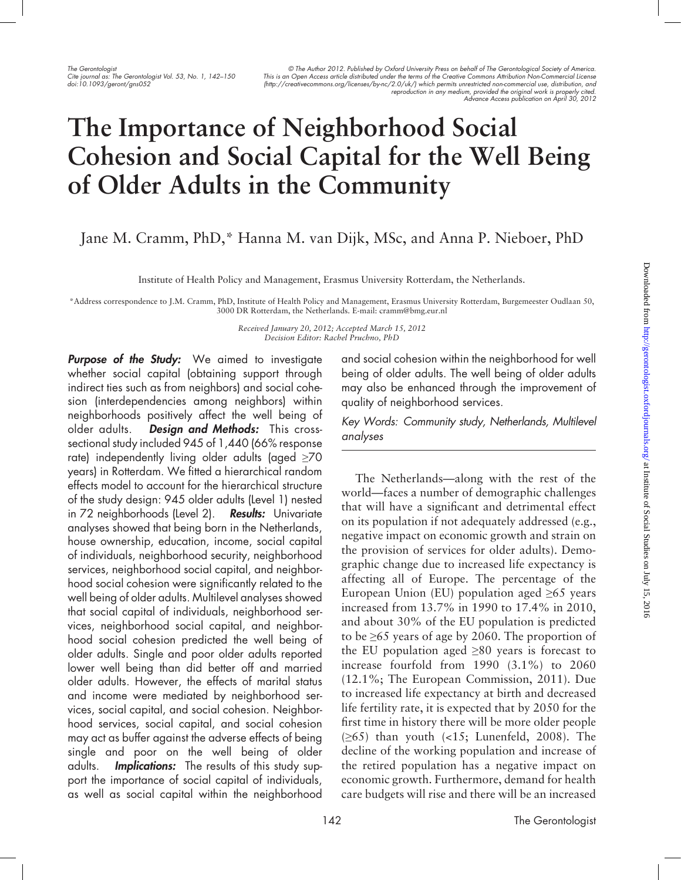# The Importance of Neighborhood Social Cohesion and Social Capital for the Well Being of Older Adults in the Community

Jane M. Cramm, PhD,* Hanna M. van Dijk, MSc, and Anna P. Nieboer, PhD

Institute of Health Policy and Management, Erasmus University Rotterdam, the Netherlands.

*Address correspondence to J.M. Cramm, PhD, Institute of Health Policy and Management, Erasmus University Rotterdam, Burgemeester Oudlaan 50, 3000 DR Rotterdam, the Netherlands. E-mail: cramm@bmg.eur.nl

*Received January 20, 2012; Accepted March 15, 2012*
*Decision Editor: Rachel Pruchno, PhD*

***Purpose of the Study:*** We aimed to investigate whether social capital (obtaining support through indirect ties such as from neighbors) and social cohesion (interdependencies among neighbors) within neighborhoods positively affect the well being of older adults. ***Design and Methods:*** This cross-sectional study included 945 of 1,440 (66% response rate) independently living older adults (aged ≥70 years) in Rotterdam. We fitted a hierarchical random effects model to account for the hierarchical structure of the study design: 945 older adults (Level 1) nested in 72 neighborhoods (Level 2). ***Results:*** Univariate analyses showed that being born in the Netherlands, house ownership, education, income, social capital of individuals, neighborhood security, neighborhood services, neighborhood social capital, and neighborhood social cohesion were significantly related to the well being of older adults. Multilevel analyses showed that social capital of individuals, neighborhood services, neighborhood social capital, and neighborhood social cohesion predicted the well being of older adults. Single and poor older adults reported lower well being than did better off and married older adults. However, the effects of marital status and income were mediated by neighborhood services, social capital, and social cohesion. Neighborhood services, social capital, and social cohesion may act as buffer against the adverse effects of being single and poor on the well being of older adults. ***Implications:*** The results of this study support the importance of social capital of individuals, as well as social capital within the neighborhood and social cohesion within the neighborhood for well being of older adults. The well being of older adults may also be enhanced through the improvement of quality of neighborhood services.

*Key Words: Community study, Netherlands, Multilevel analyses*

The Netherlands—along with the rest of the world—faces a number of demographic challenges that will have a significant and detrimental effect on its population if not adequately addressed (e.g., negative impact on economic growth and strain on the provision of services for older adults). Demographic change due to increased life expectancy is affecting all of Europe. The percentage of the European Union (EU) population aged ≥65 years increased from 13.7% in 1990 to 17.4% in 2010, and about 30% of the EU population is predicted to be ≥65 years of age by 2060. The proportion of the EU population aged ≥80 years is forecast to increase fourfold from 1990 (3.1%) to 2060 (12.1%; The European Commission, 2011). Due to increased life expectancy at birth and decreased life fertility rate, it is expected that by 2050 for the first time in history there will be more older people (≥65) than youth (<15; Lunenfeld, 2008). The decline of the working population and increase of the retired population has a negative impact on economic growth. Furthermore, demand for health care budgets will rise and there will be an increased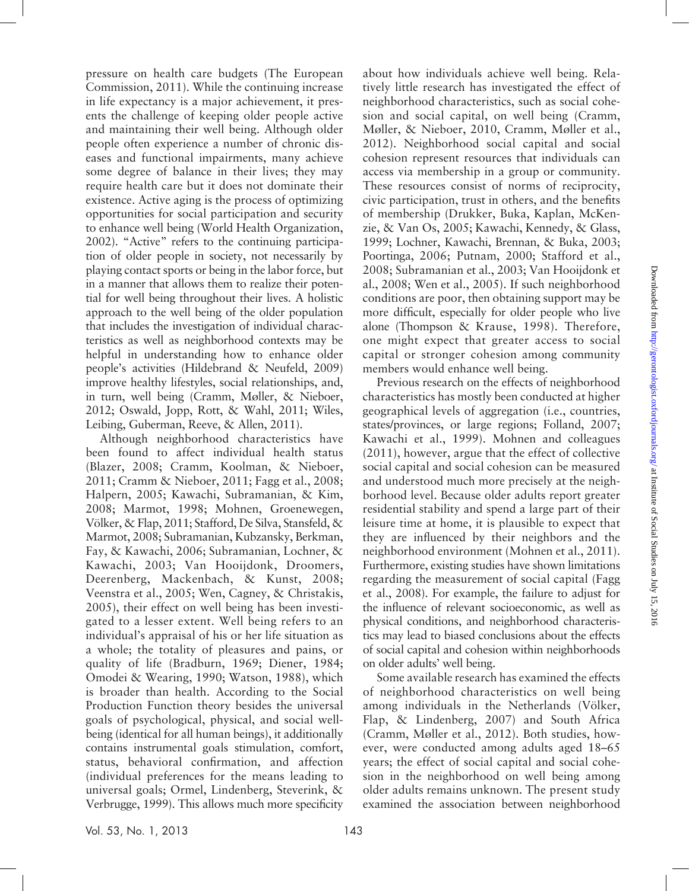pressure on health care budgets (The European Commission, 2011). While the continuing increase in life expectancy is a major achievement, it presents the challenge of keeping older people active and maintaining their well being. Although older people often experience a number of chronic diseases and functional impairments, many achieve some degree of balance in their lives; they may require health care but it does not dominate their existence. Active aging is the process of optimizing opportunities for social participation and security to enhance well being (World Health Organization, 2002). "Active" refers to the continuing participation of older people in society, not necessarily by playing contact sports or being in the labor force, but in a manner that allows them to realize their potential for well being throughout their lives. A holistic approach to the well being of the older population that includes the investigation of individual characteristics as well as neighborhood contexts may be helpful in understanding how to enhance older people's activities (Hildebrand & Neufeld, 2009) improve healthy lifestyles, social relationships, and, in turn, well being (Cramm, Møller, & Nieboer, 2012; Oswald, Jopp, Rott, & Wahl, 2011; Wiles, Leibing, Guberman, Reeve, & Allen, 2011).

Although neighborhood characteristics have been found to affect individual health status (Blazer, 2008; Cramm, Koolman, & Nieboer, 2011; Cramm & Nieboer, 2011; Fagg et al., 2008; Halpern, 2005; Kawachi, Subramanian, & Kim, 2008; Marmot, 1998; Mohnen, Groenewegen, Völker, & Flap, 2011; Stafford, De Silva, Stansfeld, & Marmot, 2008; Subramanian, Kubzansky, Berkman, Fay, & Kawachi, 2006; Subramanian, Lochner, & Kawachi, 2003; Van Hooijdonk, Droomers, Deerenberg, Mackenbach, & Kunst, 2008; Veenstra et al., 2005; Wen, Cagney, & Christakis, 2005), their effect on well being has been investigated to a lesser extent. Well being refers to an individual's appraisal of his or her life situation as a whole; the totality of pleasures and pains, or quality of life (Bradburn, 1969; Diener, 1984; Omodei & Wearing, 1990; Watson, 1988), which is broader than health. According to the Social Production Function theory besides the universal goals of psychological, physical, and social well-being (identical for all human beings), it additionally contains instrumental goals stimulation, comfort, status, behavioral confirmation, and affection (individual preferences for the means leading to universal goals; Ormel, Lindenberg, Steverink, & Verbrugge, 1999). This allows much more specificity about how individuals achieve well being. Relatively little research has investigated the effect of neighborhood characteristics, such as social cohesion and social capital, on well being (Cramm, Møller, & Nieboer, 2010, Cramm, Møller et al., 2012). Neighborhood social capital and social cohesion represent resources that individuals can access via membership in a group or community. These resources consist of norms of reciprocity, civic participation, trust in others, and the benefits of membership (Drukker, Buka, Kaplan, McKenzie, & Van Os, 2005; Kawachi, Kennedy, & Glass, 1999; Lochner, Kawachi, Brennan, & Buka, 2003; Poortinga, 2006; Putnam, 2000; Stafford et al., 2008; Subramanian et al., 2003; Van Hooijdonk et al., 2008; Wen et al., 2005). If such neighborhood conditions are poor, then obtaining support may be more difficult, especially for older people who live alone (Thompson & Krause, 1998). Therefore, one might expect that greater access to social capital or stronger cohesion among community members would enhance well being.

Previous research on the effects of neighborhood characteristics has mostly been conducted at higher geographical levels of aggregation (i.e., countries, states/provinces, or large regions; Folland, 2007; Kawachi et al., 1999). Mohnen and colleagues (2011), however, argue that the effect of collective social capital and social cohesion can be measured and understood much more precisely at the neighborhood level. Because older adults report greater residential stability and spend a large part of their leisure time at home, it is plausible to expect that they are influenced by their neighbors and the neighborhood environment (Mohnen et al., 2011). Furthermore, existing studies have shown limitations regarding the measurement of social capital (Fagg et al., 2008). For example, the failure to adjust for the influence of relevant socioeconomic, as well as physical conditions, and neighborhood characteristics may lead to biased conclusions about the effects of social capital and cohesion within neighborhoods on older adults' well being.

Some available research has examined the effects of neighborhood characteristics on well being among individuals in the Netherlands (Völker, Flap, & Lindenberg, 2007) and South Africa (Cramm, Møller et al., 2012). Both studies, however, were conducted among adults aged 18–65 years; the effect of social capital and social cohesion in the neighborhood on well being among older adults remains unknown. The present study examined the association between neighborhood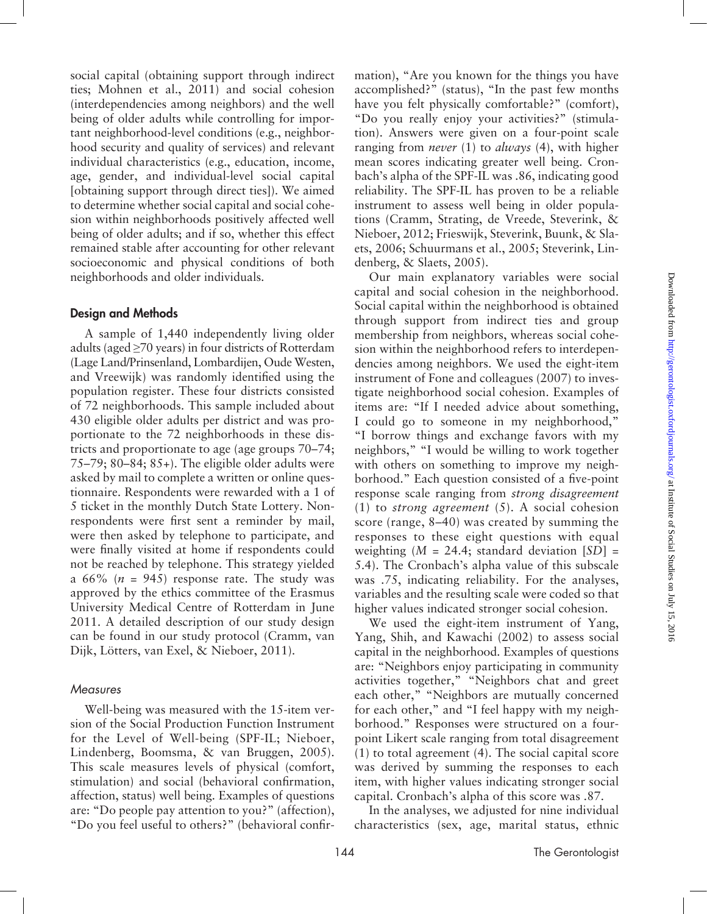social capital (obtaining support through indirect ties; Mohnen et al., 2011) and social cohesion (interdependencies among neighbors) and the well being of older adults while controlling for important neighborhood-level conditions (e.g., neighborhood security and quality of services) and relevant individual characteristics (e.g., education, income, age, gender, and individual-level social capital [obtaining support through direct ties]). We aimed to determine whether social capital and social cohesion within neighborhoods positively affected well being of older adults; and if so, whether this effect remained stable after accounting for other relevant socioeconomic and physical conditions of both neighborhoods and older individuals.

## Design and Methods

A sample of 1,440 independently living older adults (aged ≥70 years) in four districts of Rotterdam (Lage Land/Prinsenland, Lombardijen, Oude Westen, and Vreewijk) was randomly identified using the population register. These four districts consisted of 72 neighborhoods. This sample included about 430 eligible older adults per district and was proportionate to the 72 neighborhoods in these districts and proportionate to age (age groups 70–74; 75–79; 80–84; 85+). The eligible older adults were asked by mail to complete a written or online questionnaire. Respondents were rewarded with a 1 of 5 ticket in the monthly Dutch State Lottery. Nonrespondents were first sent a reminder by mail, were then asked by telephone to participate, and were finally visited at home if respondents could not be reached by telephone. This strategy yielded a 66% ($n$ = 945) response rate. The study was approved by the ethics committee of the Erasmus University Medical Centre of Rotterdam in June 2011. A detailed description of our study design can be found in our study protocol (Cramm, van Dijk, Lötters, van Exel, & Nieboer, 2011).

### *Measures*

Well-being was measured with the 15-item version of the Social Production Function Instrument for the Level of Well-being (SPF-IL; Nieboer, Lindenberg, Boomsma, & van Bruggen, 2005). This scale measures levels of physical (comfort, stimulation) and social (behavioral confirmation, affection, status) well being. Examples of questions are: "Do people pay attention to you?" (affection), "Do you feel useful to others?" (behavioral confirmation), "Are you known for the things you have accomplished?" (status), "In the past few months have you felt physically comfortable?" (comfort), "Do you really enjoy your activities?" (stimulation). Answers were given on a four-point scale ranging from *never* (1) to *always* (4), with higher mean scores indicating greater well being. Cronbach's alpha of the SPF-IL was .86, indicating good reliability. The SPF-IL has proven to be a reliable instrument to assess well being in older populations (Cramm, Strating, de Vreede, Steverink, & Nieboer, 2012; Frieswijk, Steverink, Buunk, & Slaets, 2006; Schuurmans et al., 2005; Steverink, Lindenberg, & Slaets, 2005).

Our main explanatory variables were social capital and social cohesion in the neighborhood. Social capital within the neighborhood is obtained through support from indirect ties and group membership from neighbors, whereas social cohesion within the neighborhood refers to interdependencies among neighbors. We used the eight-item instrument of Fone and colleagues (2007) to investigate neighborhood social cohesion. Examples of items are: "If I needed advice about something, I could go to someone in my neighborhood," "I borrow things and exchange favors with my neighbors," "I would be willing to work together with others on something to improve my neighborhood." Each question consisted of a five-point response scale ranging from *strong disagreement* (1) to *strong agreement* (5). A social cohesion score (range, 8–40) was created by summing the responses to these eight questions with equal weighting ($M$ = 24.4; standard deviation [$SD$] = 5.4). The Cronbach's alpha value of this subscale was .75, indicating reliability. For the analyses, variables and the resulting scale were coded so that higher values indicated stronger social cohesion.

We used the eight-item instrument of Yang, Yang, Shih, and Kawachi (2002) to assess social capital in the neighborhood. Examples of questions are: "Neighbors enjoy participating in community activities together," "Neighbors chat and greet each other," "Neighbors are mutually concerned for each other," and "I feel happy with my neighborhood." Responses were structured on a four-point Likert scale ranging from total disagreement (1) to total agreement (4). The social capital score was derived by summing the responses to each item, with higher values indicating stronger social capital. Cronbach's alpha of this score was .87.

In the analyses, we adjusted for nine individual characteristics (sex, age, marital status, ethnic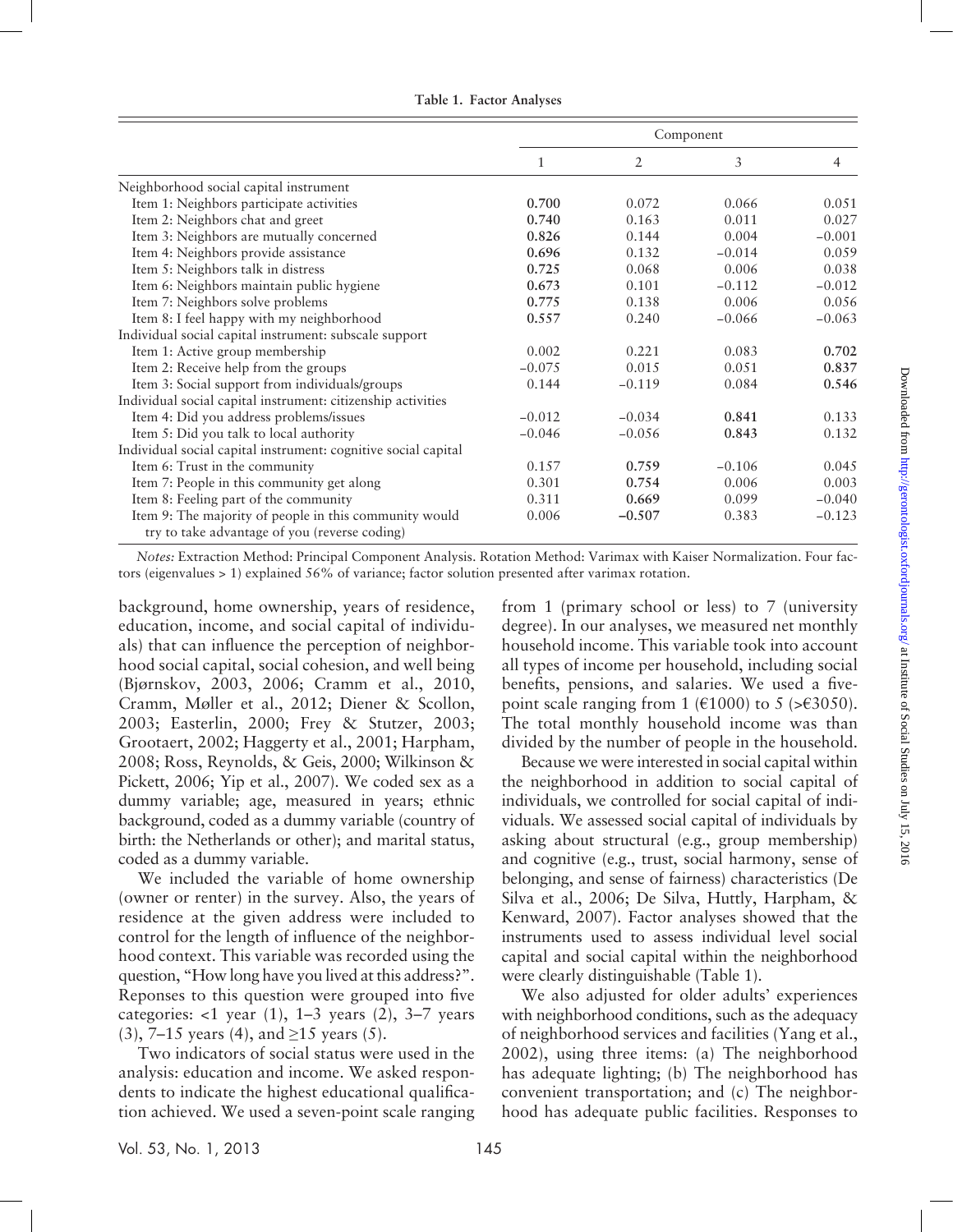**Table 1. Factor Analyses**

| | Component | | | |
|---|---|---|---|---|
| | 1 | 2 | 3 | 4 |
| Neighborhood social capital instrument | | | | |
| Item 1: Neighbors participate activities | **0.700** | 0.072 | 0.066 | 0.051 |
| Item 2: Neighbors chat and greet | **0.740** | 0.163 | 0.011 | 0.027 |
| Item 3: Neighbors are mutually concerned | **0.826** | 0.144 | 0.004 | −0.001 |
| Item 4: Neighbors provide assistance | **0.696** | 0.132 | −0.014 | 0.059 |
| Item 5: Neighbors talk in distress | **0.725** | 0.068 | 0.006 | 0.038 |
| Item 6: Neighbors maintain public hygiene | **0.673** | 0.101 | −0.112 | −0.012 |
| Item 7: Neighbors solve problems | **0.775** | 0.138 | 0.006 | 0.056 |
| Item 8: I feel happy with my neighborhood | **0.557** | 0.240 | −0.066 | −0.063 |
| Individual social capital instrument: subscale support | | | | |
| Item 1: Active group membership | 0.002 | 0.221 | 0.083 | **0.702** |
| Item 2: Receive help from the groups | −0.075 | 0.015 | 0.051 | **0.837** |
| Item 3: Social support from individuals/groups | 0.144 | −0.119 | 0.084 | **0.546** |
| Individual social capital instrument: citizenship activities | | | | |
| Item 4: Did you address problems/issues | −0.012 | −0.034 | **0.841** | 0.133 |
| Item 5: Did you talk to local authority | −0.046 | −0.056 | **0.843** | 0.132 |
| Individual social capital instrument: cognitive social capital | | | | |
| Item 6: Trust in the community | 0.157 | **0.759** | −0.106 | 0.045 |
| Item 7: People in this community get along | 0.301 | **0.754** | 0.006 | 0.003 |
| Item 8: Feeling part of the community | 0.311 | **0.669** | 0.099 | −0.040 |
| Item 9: The majority of people in this community would try to take advantage of you (reverse coding) | 0.006 | **−0.507** | 0.383 | −0.123 |

*Notes:* Extraction Method: Principal Component Analysis. Rotation Method: Varimax with Kaiser Normalization. Four factors (eigenvalues > 1) explained 56% of variance; factor solution presented after varimax rotation.

background, home ownership, years of residence, education, income, and social capital of individuals) that can influence the perception of neighborhood social capital, social cohesion, and well being (Bjørnskov, 2003, 2006; Cramm et al., 2010, Cramm, Møller et al., 2012; Diener & Scollon, 2003; Easterlin, 2000; Frey & Stutzer, 2003; Grootaert, 2002; Haggerty et al., 2001; Harpham, 2008; Ross, Reynolds, & Geis, 2000; Wilkinson & Pickett, 2006; Yip et al., 2007). We coded sex as a dummy variable; age, measured in years; ethnic background, coded as a dummy variable (country of birth: the Netherlands or other); and marital status, coded as a dummy variable.

We included the variable of home ownership (owner or renter) in the survey. Also, the years of residence at the given address were included to control for the length of influence of the neighborhood context. This variable was recorded using the question, "How long have you lived at this address?". Reponses to this question were grouped into five categories: <1 year (1), 1–3 years (2), 3–7 years (3), 7–15 years (4), and ≥15 years (5).

Two indicators of social status were used in the analysis: education and income. We asked respondents to indicate the highest educational qualification achieved. We used a seven-point scale ranging from 1 (primary school or less) to 7 (university degree). In our analyses, we measured net monthly household income. This variable took into account all types of income per household, including social benefits, pensions, and salaries. We used a five-point scale ranging from 1 (€1000) to 5 (>€3050). The total monthly household income was than divided by the number of people in the household.

Because we were interested in social capital within the neighborhood in addition to social capital of individuals, we controlled for social capital of individuals. We assessed social capital of individuals by asking about structural (e.g., group membership) and cognitive (e.g., trust, social harmony, sense of belonging, and sense of fairness) characteristics (De Silva et al., 2006; De Silva, Huttly, Harpham, & Kenward, 2007). Factor analyses showed that the instruments used to assess individual level social capital and social capital within the neighborhood were clearly distinguishable (Table 1).

We also adjusted for older adults' experiences with neighborhood conditions, such as the adequacy of neighborhood services and facilities (Yang et al., 2002), using three items: (a) The neighborhood has adequate lighting; (b) The neighborhood has convenient transportation; and (c) The neighborhood has adequate public facilities. Responses to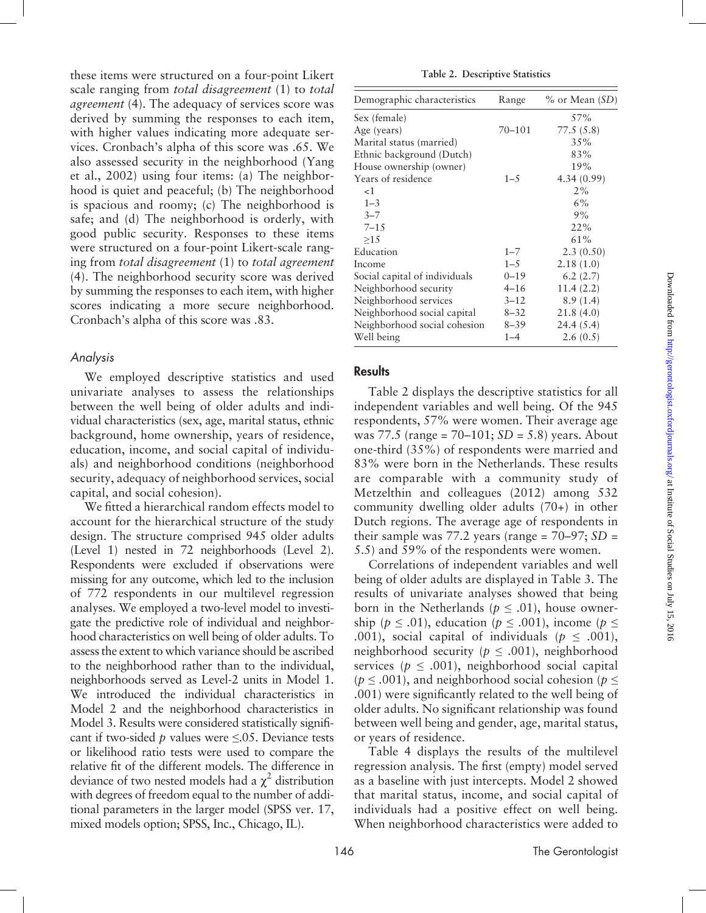these items were structured on a four-point Likert scale ranging from *total disagreement* (1) to *total agreement* (4). The adequacy of services score was derived by summing the responses to each item, with higher values indicating more adequate services. Cronbach's alpha of this score was .65. We also assessed security in the neighborhood (Yang et al., 2002) using four items: (a) The neighborhood is quiet and peaceful; (b) The neighborhood is spacious and roomy; (c) The neighborhood is safe; and (d) The neighborhood is orderly, with good public security. Responses to these items were structured on a four-point Likert-scale ranging from *total disagreement* (1) to *total agreement* (4). The neighborhood security score was derived by summing the responses to each item, with higher scores indicating a more secure neighborhood. Cronbach's alpha of this score was .83.

### *Analysis*

We employed descriptive statistics and used univariate analyses to assess the relationships between the well being of older adults and individual characteristics (sex, age, marital status, ethnic background, home ownership, years of residence, education, income, and social capital of individuals) and neighborhood conditions (neighborhood security, adequacy of neighborhood services, social capital, and social cohesion).

We fitted a hierarchical random effects model to account for the hierarchical structure of the study design. The structure comprised 945 older adults (Level 1) nested in 72 neighborhoods (Level 2). Respondents were excluded if observations were missing for any outcome, which led to the inclusion of 772 respondents in our multilevel regression analyses. We employed a two-level model to investigate the predictive role of individual and neighborhood characteristics on well being of older adults. To assess the extent to which variance should be ascribed to the neighborhood rather than to the individual, neighborhoods served as Level-2 units in Model 1. We introduced the individual characteristics in Model 2 and the neighborhood characteristics in Model 3. Results were considered statistically significant if two-sided $p$ values were $\leq .05$. Deviance tests or likelihood ratio tests were used to compare the relative fit of the different models. The difference in deviance of two nested models had a $\chi^2$ distribution with degrees of freedom equal to the number of additional parameters in the larger model (SPSS ver. 17, mixed models option; SPSS, Inc., Chicago, IL).

**Table 2. Descriptive Statistics**

| Demographic characteristics | Range | % or Mean (*SD*) |
|---|---|---|
| Sex (female) | | 57% |
| Age (years) | 70–101 | 77.5 (5.8) |
| Marital status (married) | | 35% |
| Ethnic background (Dutch) | | 83% |
| House ownership (owner) | | 19% |
| Years of residence | 1–5 | 4.34 (0.99) |
| <1 | | 2% |
| 1–3 | | 6% |
| 3–7 | | 9% |
| 7–15 | | 22% |
| ≥15 | | 61% |
| Education | 1–7 | 2.3 (0.50) |
| Income | 1–5 | 2.18 (1.0) |
| Social capital of individuals | 0–19 | 6.2 (2.7) |
| Neighborhood security | 4–16 | 11.4 (2.2) |
| Neighborhood services | 3–12 | 8.9 (1.4) |
| Neighborhood social capital | 8–32 | 21.8 (4.0) |
| Neighborhood social cohesion | 8–39 | 24.4 (5.4) |
| Well being | 1–4 | 2.6 (0.5) |

## **Results**

Table 2 displays the descriptive statistics for all independent variables and well being. Of the 945 respondents, 57% were women. Their average age was 77.5 (range = 70–101; *SD* = 5.8) years. About one-third (35%) of respondents were married and 83% were born in the Netherlands. These results are comparable with a community study of Metzelthin and colleagues (2012) among 532 community dwelling older adults (70+) in other Dutch regions. The average age of respondents in their sample was 77.2 years (range = 70–97; *SD* = 5.5) and 59% of the respondents were women.

Correlations of independent variables and well being of older adults are displayed in Table 3. The results of univariate analyses showed that being born in the Netherlands ($p \leq .01$), house ownership ($p \leq .01$), education ($p \leq .001$), income ($p \leq .001$), social capital of individuals ($p \leq .001$), neighborhood security ($p \leq .001$), neighborhood services ($p \leq .001$), neighborhood social capital ($p \leq .001$), and neighborhood social cohesion ($p \leq .001$) were significantly related to the well being of older adults. No significant relationship was found between well being and gender, age, marital status, or years of residence.

Table 4 displays the results of the multilevel regression analysis. The first (empty) model served as a baseline with just intercepts. Model 2 showed that marital status, income, and social capital of individuals had a positive effect on well being. When neighborhood characteristics were added to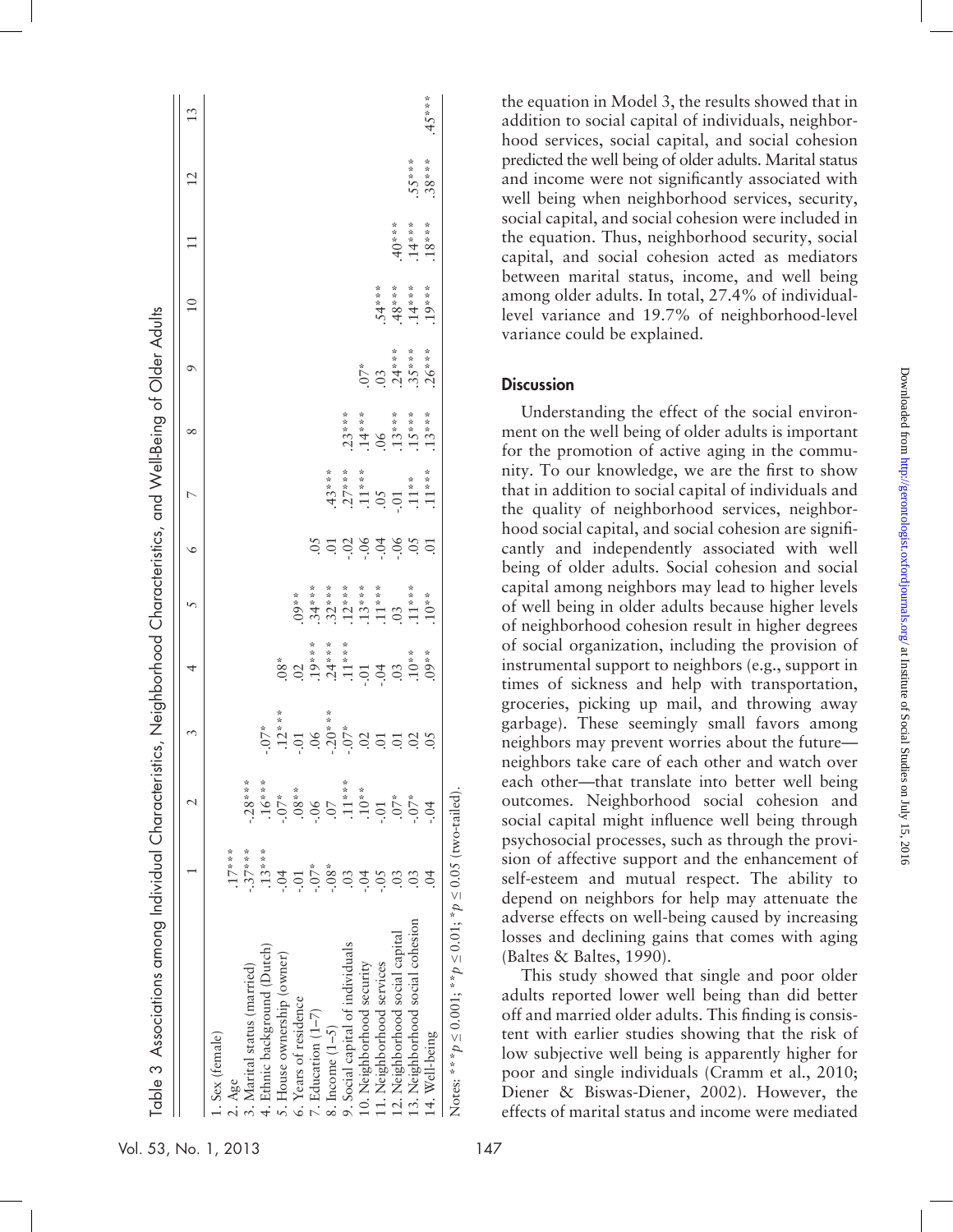Table 3 Associations among Individual Characteristics, Neighborhood Characteristics, and Well-Being of Older Adults

| | 1 | 2 | 3 | 4 | 5 | 6 | 7 | 8 | 9 | 10 | 11 | 12 | 13 |
|---|---|---|---|---|---|---|---|---|---|---|---|---|---|
| 1. Sex (female) | | | | | | | | | | | | | |
| 2. Age | .17*** | | | | | | | | | | | | |
| 3. Marital status (married) | -.37*** | -.28*** | | | | | | | | | | | |
| 4. Ethnic background (Dutch) | .13*** | .16*** | -.07* | | | | | | | | | | |
| 5. House ownership (owner) | -.04 | -.07* | .12*** | .08* | | | | | | | | | |
| 6. Years of residence | -.01 | .08** | -.01 | .02 | .09** | | | | | | | | |
| 7. Education (1–7) | -.07* | -.06 | .06 | .19*** | .34*** | .05 | | | | | | | |
| 8. Income (1–5) | -.08* | .07 | -.20*** | .24*** | .32*** | .01 | .43*** | | | | | | |
| 9. Social capital of individuals | .03 | .11*** | -.07* | .11*** | .12*** | -.02 | .27*** | .23*** | | | | | |
| 10. Neighborhood security | -.04 | .10** | .02 | -.01 | .13*** | -.06 | .11*** | .14*** | .07* | | | | |
| 11. Neighborhood services | -.05 | -.01 | .01 | -.04 | .11*** | -.04 | .05 | .06 | .03 | .54*** | | | |
| 12. Neighborhood social capital | .03 | .07* | .01 | .03 | .03 | -.06 | -.01 | .13*** | .24*** | .48*** | .40*** | | |
| 13. Neighborhood social cohesion | .03 | -.07* | .02 | .10** | .11*** | .05 | .11** | .15*** | .35*** | .14*** | .14*** | .55*** | |
| 14. Well-being | .04 | -.04 | .05 | .09** | .10** | .01 | .11*** | .13*** | .26*** | .19*** | .18*** | .38*** | .45*** |

Notes: ***$p \leq 0.001$; **$p \leq 0.01$; *$p \leq 0.05$ (two-tailed).

the equation in Model 3, the results showed that in addition to social capital of individuals, neighborhood services, social capital, and social cohesion predicted the well being of older adults. Marital status and income were not significantly associated with well being when neighborhood services, security, social capital, and social cohesion were included in the equation. Thus, neighborhood security, social capital, and social cohesion acted as mediators between marital status, income, and well being among older adults. In total, 27.4% of individual-level variance and 19.7% of neighborhood-level variance could be explained.

## Discussion

Understanding the effect of the social environment on the well being of older adults is important for the promotion of active aging in the community. To our knowledge, we are the first to show that in addition to social capital of individuals and the quality of neighborhood services, neighborhood social capital, and social cohesion are significantly and independently associated with well being of older adults. Social cohesion and social capital among neighbors may lead to higher levels of well being in older adults because higher levels of neighborhood cohesion result in higher degrees of social organization, including the provision of instrumental support to neighbors (e.g., support in times of sickness and help with transportation, groceries, picking up mail, and throwing away garbage). These seemingly small favors among neighbors may prevent worries about the future—neighbors take care of each other and watch over each other—that translate into better well being outcomes. Neighborhood social cohesion and social capital might influence well being through psychosocial processes, such as through the provision of affective support and the enhancement of self-esteem and mutual respect. The ability to depend on neighbors for help may attenuate the adverse effects on well-being caused by increasing losses and declining gains that comes with aging (Baltes & Baltes, 1990).

This study showed that single and poor older adults reported lower well being than did better off and married older adults. This finding is consistent with earlier studies showing that the risk of low subjective well being is apparently higher for poor and single individuals (Cramm et al., 2010; Diener & Biswas-Diener, 2002). However, the effects of marital status and income were mediated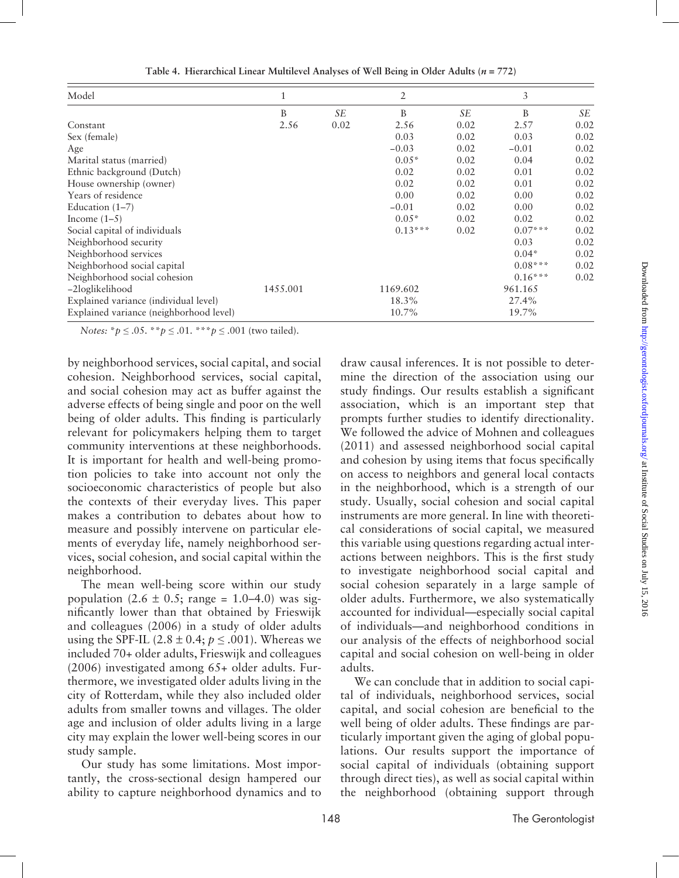**Table 4. Hierarchical Linear Multilevel Analyses of Well Being in Older Adults ($n$ = 772)**

| Model | 1 | | 2 | | 3 | |
|---|---|---|---|---|---|---|
| | B | *SE* | B | *SE* | B | *SE* |
| Constant | 2.56 | 0.02 | 2.56 | 0.02 | 2.57 | 0.02 |
| Sex (female) | | | 0.03 | 0.02 | 0.03 | 0.02 |
| Age | | | −0.03 | 0.02 | −0.01 | 0.02 |
| Marital status (married) | | | 0.05* | 0.02 | 0.04 | 0.02 |
| Ethnic background (Dutch) | | | 0.02 | 0.02 | 0.01 | 0.02 |
| House ownership (owner) | | | 0.02 | 0.02 | 0.01 | 0.02 |
| Years of residence | | | 0.00 | 0.02 | 0.00 | 0.02 |
| Education (1–7) | | | −0.01 | 0.02 | 0.00 | 0.02 |
| Income (1–5) | | | 0.05* | 0.02 | 0.02 | 0.02 |
| Social capital of individuals | | | 0.13*** | 0.02 | 0.07*** | 0.02 |
| Neighborhood security | | | | | 0.03 | 0.02 |
| Neighborhood services | | | | | 0.04* | 0.02 |
| Neighborhood social capital | | | | | 0.08*** | 0.02 |
| Neighborhood social cohesion | | | | | 0.16*** | 0.02 |
| −2loglikelihood | 1455.001 | | 1169.602 | | 961.165 | |
| Explained variance (individual level) | | | 18.3% | | 27.4% | |
| Explained variance (neighborhood level) | | | 10.7% | | 19.7% | |

*Notes:* *$p \leq .05$. **$p \leq .01$. ***$p \leq .001$ (two tailed).

by neighborhood services, social capital, and social cohesion. Neighborhood services, social capital, and social cohesion may act as buffer against the adverse effects of being single and poor on the well being of older adults. This finding is particularly relevant for policymakers helping them to target community interventions at these neighborhoods. It is important for health and well-being promotion policies to take into account not only the socioeconomic characteristics of people but also the contexts of their everyday lives. This paper makes a contribution to debates about how to measure and possibly intervene on particular elements of everyday life, namely neighborhood services, social cohesion, and social capital within the neighborhood.

The mean well-being score within our study population (2.6 ± 0.5; range = 1.0–4.0) was significantly lower than that obtained by Frieswijk and colleagues (2006) in a study of older adults using the SPF-IL (2.8 ± 0.4; $p \leq .001$). Whereas we included 70+ older adults, Frieswijk and colleagues (2006) investigated among 65+ older adults. Furthermore, we investigated older adults living in the city of Rotterdam, while they also included older adults from smaller towns and villages. The older age and inclusion of older adults living in a large city may explain the lower well-being scores in our study sample.

Our study has some limitations. Most importantly, the cross-sectional design hampered our ability to capture neighborhood dynamics and to draw causal inferences. It is not possible to determine the direction of the association using our study findings. Our results establish a significant association, which is an important step that prompts further studies to identify directionality. We followed the advice of Mohnen and colleagues (2011) and assessed neighborhood social capital and cohesion by using items that focus specifically on access to neighbors and general local contacts in the neighborhood, which is a strength of our study. Usually, social cohesion and social capital instruments are more general. In line with theoretical considerations of social capital, we measured this variable using questions regarding actual interactions between neighbors. This is the first study to investigate neighborhood social capital and social cohesion separately in a large sample of older adults. Furthermore, we also systematically accounted for individual—especially social capital of individuals—and neighborhood conditions in our analysis of the effects of neighborhood social capital and social cohesion on well-being in older adults.

We can conclude that in addition to social capital of individuals, neighborhood services, social capital, and social cohesion are beneficial to the well being of older adults. These findings are particularly important given the aging of global populations. Our results support the importance of social capital of individuals (obtaining support through direct ties), as well as social capital within the neighborhood (obtaining support through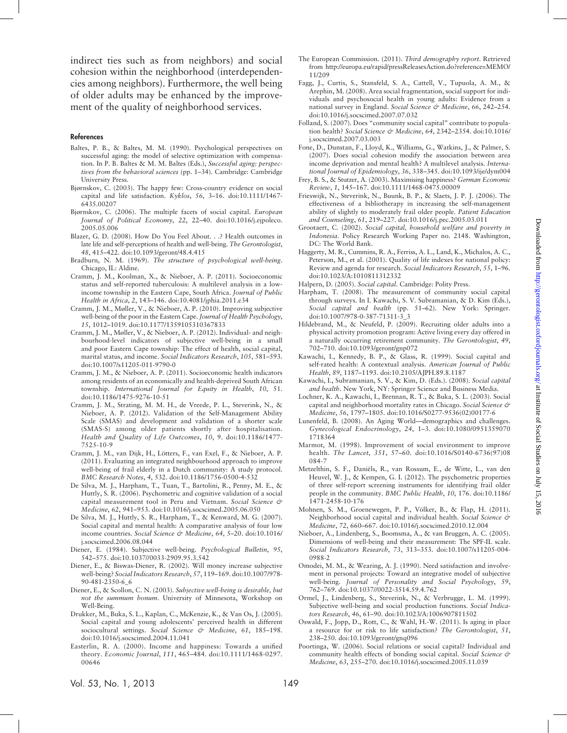indirect ties such as from neighbors) and social cohesion within the neighborhood (interdependencies among neighbors). Furthermore, the well being of older adults may be enhanced by the improvement of the quality of neighborhood services.

#### References

- Baltes, P. B., & Baltes, M. M. (1990). Psychological perspectives on successful aging: the model of selective optimization with compensation. In P. B. Baltes & M. M. Baltes (Eds.), *Successful aging: perspectives from the behavioral sciences* (pp. 1–34). Cambridge: Cambridge University Press.
- Bjørnskov, C. (2003). The happy few: Cross-country evidence on social capital and life satisfaction. *Kyklos*, *56*, 3–16. doi:10.1111/1467-6435.00207
- Bjørnskov, C. (2006). The multiple facets of social capital. *European Journal of Political Economy*, *22*, 22–40. doi:10.1016/j.ejpoleco.2005.05.006
- Blazer, G. D. (2008). How Do You Feel About. . .? Health outcomes in late life and self-perceptions of health and well-being. *The Gerontologist*, *48*, 415–422. doi:10.1093/geront/48.4.415
- Bradburn, N. M. (1969). *The structure of psychological well-being*. Chicago, IL: Aldine.
- Cramm, J. M., Koolman, X., & Nieboer, A. P. (2011). Socioeconomic status and self-reported tuberculosis: A multilevel analysis in a low-income township in the Eastern Cape, South Africa. *Journal of Public Health in Africa*, *2*, 143–146. doi:10.4081/jphia.2011.e34
- Cramm, J. M., Møller, V., & Nieboer, A. P. (2010). Improving subjective well-being of the poor in the Eastern Cape. *Journal of Health Psychology*, *15*, 1012–1019. doi:10.1177/1359105310367833
- Cramm, J. M., Møller, V., & Nieboer, A. P. (2012). Individual- and neighbourhood-level indicators of subjective well-being in a small and poor Eastern Cape township: The effect of health, social capital, marital status, and income. *Social Indicators Research*, *105*, 581–593. doi:10.1007/s11205-011-9790-0
- Cramm, J. M., & Nieboer, A. P. (2011). Socioeconomic health indicators among residents of an economically and health-deprived South African township. *International Journal for Equity in Health*, *10*, 51. doi:10.1186/1475-9276-10-51
- Cramm, J. M., Strating, M. M. H., de Vreede, P. L., Steverink, N., & Nieboer, A. P. (2012). Validation of the Self-Management Ability Scale (SMAS) and development and validation of a shorter scale (SMAS-S) among older patients shortly after hospitalisation. *Health and Quality of Life Outcomes*, *10*, 9. doi:10.1186/1477-7525-10-9
- Cramm, J. M., van Dijk, H., Lötters, F., van Exel, F., & Nieboer, A. P. (2011). Evaluating an integrated neighbourhood approach to improve well-being of frail elderly in a Dutch community: A study protocol. *BMC Research Notes*, *4*, 532. doi:10.1186/1756-0500-4-532
- De Silva, M. J., Harpham, T., Tuan, T., Bartolini, R., Penny, M. E., & Huttly, S. R. (2006). Psychometric and cognitive validation of a social capital measurement tool in Peru and Vietnam. *Social Science & Medicine*, *62*, 941–953. doi:10.1016/j.socscimed.2005.06.050
- De Silva, M. J., Huttly, S. R., Harpham, T., & Kenward, M. G. (2007). Social capital and mental health: A comparative analysis of four low income countries. *Social Science & Medicine*, *64*, 5–20. doi:10.1016/j.socscimed.2006.08.044
- Diener, E. (1984). Subjective well-being. *Psychological Bulletin*, *95*, 542–575. doi:10.1037//0033-2909.95.3.542
- Diener, E., & Biswas-Diener, R. (2002). Will money increase subjective well-being? *Social Indicators Research*, *57*, 119–169. doi:10.1007/978-90-481-2350-6_6
- Diener, E., & Scollon, C. N. (2003). *Subjective well-being is desirable, but not the summum bonum*. University of Minnesota, Workshop on Well-Being.
- Drukker, M., Buka, S. L., Kaplan, C., McKenzie, K., & Van Os, J. (2005). Social capital and young adolescents' perceived health in different sociocultural settings. *Social Science & Medicine*, *61*, 185–198. doi:10.1016/j.socscimed.2004.11.041
- Easterlin, R. A. (2000). Income and happiness: Towards a unified theory. *Economic Journal*, *111*, 465–484. doi:10.1111/1468-0297.00646
- The European Commission. (2011). *Third demography report*. Retrieved from http://europa.eu/rapid/pressReleasesAction.do?reference=MEMO/11/209
- Fagg, J., Curtis, S., Stansfeld, S. A., Cattell, V., Tupuola, A. M., & Arephin, M. (2008). Area social fragmentation, social support for individuals and psychosocial health in young adults: Evidence from a national survey in England. *Social Science & Medicine*, *66*, 242–254. doi:10.1016/j.socscimed.2007.07.032
- Folland, S. (2007). Does "community social capital" contribute to population health? *Social Science & Medicine*, *64*, 2342–2354. doi:10.1016/j.socscimed.2007.03.003
- Fone, D., Dunstan, F., Lloyd, K., Williams, G., Watkins, J., & Palmer, S. (2007). Does social cohesion modify the association between area income deprivation and mental health? A multilevel analysis. *International Journal of Epidemiology*, *36*, 338–345. doi:10.1093/ije/dym004
- Frey, B. S., & Stutzer, A. (2003). Maximising happiness? *German Economic Review*, *1*, 145–167. doi:10.1111/1468-0475.00009
- Frieswijk, N., Steverink, N., Buunk, B. P., & Slaets, J. P. J. (2006). The effectiveness of a bibliotherapy in increasing the self-management ability of slightly to moderately frail older people. *Patient Education and Counseling*, *61*, 219–227. doi:10.1016/j.pec.2005.03.011
- Grootaert, C. (2002). *Social capital, household welfare and poverty in Indonesia*. Policy Research Working Paper no. 2148. Washington, DC: The World Bank.
- Haggerty, M. R., Cummins, R. A., Ferriss, A. L., Land, K., Michalos, A. C., Peterson, M., et al. (2001). Quality of life indexes for national policy: Review and agenda for research. *Social Indicators Research*, *55*, 1–96. doi:10.1023/A:1010811312332
- Halpern, D. (2005). *Social capital*. Cambridge: Polity Press.
- Harpham, T. (2008). The measurement of community social capital through surveys. In I. Kawachi, S. V. Subramanian, & D. Kim (Eds.), *Social capital and health* (pp. 51–62). New York: Springer. doi:10.1007/978-0-387-71311-3_3
- Hildebrand, M., & Neufeld, P. (2009). Recruiting older adults into a physical activity promotion program: Active living every day offered in a naturally occurring retirement community. *The Gerontologist*, *49*, 702–710. doi:10.1093/geront/gnp072
- Kawachi, I., Kennedy, B. P., & Glass, R. (1999). Social capital and self-rated health: A contextual analysis. *American Journal of Public Health*, *89*, 1187–1193. doi:10.2105/AJPH.89.8.1187
- Kawachi, I., Subramanian, S. V., & Kim, D. (Eds.). (2008). *Social capital and health*. New York, NY: Springer Science and Business Media.
- Lochner, K. A., Kawachi, I., Brennan, R. T., & Buka, S. L. (2003). Social capital and neighborhood mortality rates in Chicago. *Social Science & Medicine*, *56*, 1797–1805. doi:10.1016/S0277-9536(02)00177-6
- Lunenfeld, B. (2008). An Aging World—demographics and challenges. *Gynecological Endocrinology*, *24*, 1–3. doi:10.1080/09513590701718364
- Marmot, M. (1998). Improvement of social environment to improve health. *The Lancet*, *351*, 57–60. doi:10.1016/S0140-6736(97)08084-7
- Metzelthin, S. F., Daniëls, R., van Rossum, E., de Witte, L., van den Heuvel, W. J., & Kempen, G. I. (2012). The psychometric properties of three self-report screening instruments for identifying frail older people in the community. *BMC Public Health*, *10*, 176. doi:10.1186/1471-2458-10-176
- Mohnen, S. M., Groenewegen, P. P., Völker, B., & Flap, H. (2011). Neighborhood social capital and individual health. *Social Science & Medicine*, *72*, 660–667. doi:10.1016/j.socscimed.2010.12.004
- Nieboer, A., Lindenberg, S., Boomsma, A., & van Bruggen, A. C. (2005). Dimensions of well-being and their measurement: The SPF-IL scale. *Social Indicators Research*, *73*, 313–353. doi:10.1007/s11205-004-0988-2
- Omodei, M. M., & Wearing, A. J. (1990). Need satisfaction and involvement in personal projects: Toward an integrative model of subjective well-being. *Journal of Personality and Social Psychology*, *59*, 762–769. doi:10.1037//0022-3514.59.4.762
- Ormel, J., Lindenberg, S., Steverink, N., & Verbrugge, L. M. (1999). Subjective well-being and social production functions. *Social Indicators Research*, *46*, 61–90. doi:10.1023/A:1006907811502
- Oswald, F., Jopp, D., Rott, C., & Wahl, H.-W. (2011). Is aging in place a resource for or risk to life satisfaction? *The Gerontologist*, *51*, 238–250. doi:10.1093/geront/gnq096
- Poortinga, W. (2006). Social relations or social capital? Individual and community health effects of bonding social capital. *Social Science & Medicine*, *63*, 255–270. doi:10.1016/j.socscimed.2005.11.039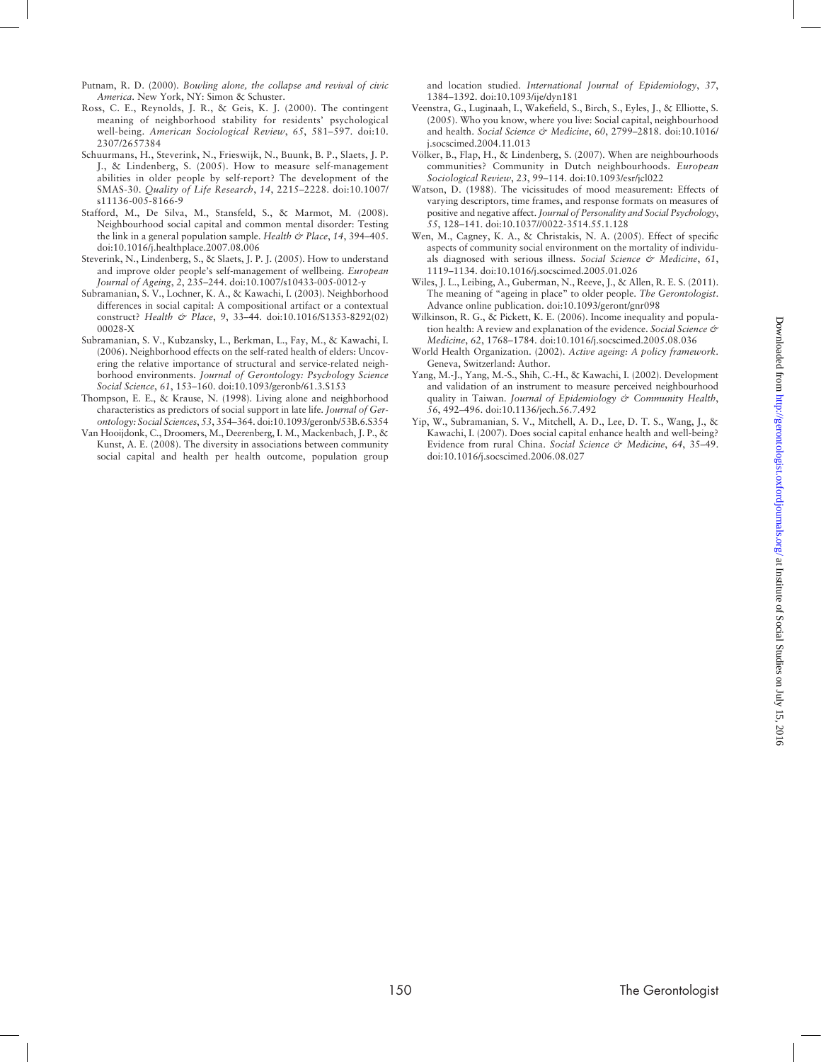Putnam, R. D. (2000). *Bowling alone, the collapse and revival of civic America*. New York, NY: Simon & Schuster.

Ross, C. E., Reynolds, J. R., & Geis, K. J. (2000). The contingent meaning of neighborhood stability for residents' psychological well-being. *American Sociological Review*, *65*, 581–597. doi:10.2307/2657384

Schuurmans, H., Steverink, N., Frieswijk, N., Buunk, B. P., Slaets, J. P. J., & Lindenberg, S. (2005). How to measure self-management abilities in older people by self-report? The development of the SMAS-30. *Quality of Life Research*, *14*, 2215–2228. doi:10.1007/s11136-005-8166-9

Stafford, M., De Silva, M., Stansfeld, S., & Marmot, M. (2008). Neighbourhood social capital and common mental disorder: Testing the link in a general population sample. *Health & Place*, *14*, 394–405. doi:10.1016/j.healthplace.2007.08.006

Steverink, N., Lindenberg, S., & Slaets, J. P. J. (2005). How to understand and improve older people's self-management of wellbeing. *European Journal of Ageing*, *2*, 235–244. doi:10.1007/s10433-005-0012-y

Subramanian, S. V., Lochner, K. A., & Kawachi, I. (2003). Neighborhood differences in social capital: A compositional artifact or a contextual construct? *Health & Place*, *9*, 33–44. doi:10.1016/S1353-8292(02)00028-X

Subramanian, S. V., Kubzansky, L., Berkman, L., Fay, M., & Kawachi, I. (2006). Neighborhood effects on the self-rated health of elders: Uncovering the relative importance of structural and service-related neighborhood environments. *Journal of Gerontology: Psychology Science Social Science*, *61*, 153–160. doi:10.1093/geronb/61.3.S153

Thompson, E. E., & Krause, N. (1998). Living alone and neighborhood characteristics as predictors of social support in late life. *Journal of Gerontology: Social Sciences*, *53*, 354–364. doi:10.1093/geronb/53B.6.S354

Van Hooijdonk, C., Droomers, M., Deerenberg, I. M., Mackenbach, J. P., & Kunst, A. E. (2008). The diversity in associations between community social capital and health per health outcome, population group and location studied. *International Journal of Epidemiology*, *37*, 1384–1392. doi:10.1093/ije/dyn181

Veenstra, G., Luginaah, I., Wakefield, S., Birch, S., Eyles, J., & Elliotte, S. (2005). Who you know, where you live: Social capital, neighbourhood and health. *Social Science & Medicine*, *60*, 2799–2818. doi:10.1016/j.socscimed.2004.11.013

Völker, B., Flap, H., & Lindenberg, S. (2007). When are neighbourhoods communities? Community in Dutch neighbourhoods. *European Sociological Review*, *23*, 99–114. doi:10.1093/esr/jcl022

Watson, D. (1988). The vicissitudes of mood measurement: Effects of varying descriptors, time frames, and response formats on measures of positive and negative affect. *Journal of Personality and Social Psychology*, *55*, 128–141. doi:10.1037//0022-3514.55.1.128

Wen, M., Cagney, K. A., & Christakis, N. A. (2005). Effect of specific aspects of community social environment on the mortality of individuals diagnosed with serious illness. *Social Science & Medicine*, *61*, 1119–1134. doi:10.1016/j.socscimed.2005.01.026

Wiles, J. L., Leibing, A., Guberman, N., Reeve, J., & Allen, R. E. S. (2011). The meaning of "ageing in place" to older people. *The Gerontologist*. Advance online publication. doi:10.1093/geront/gnr098

Wilkinson, R. G., & Pickett, K. E. (2006). Income inequality and population health: A review and explanation of the evidence. *Social Science & Medicine*, *62*, 1768–1784. doi:10.1016/j.socscimed.2005.08.036

World Health Organization. (2002). *Active ageing: A policy framework*. Geneva, Switzerland: Author.

Yang, M.-J., Yang, M.-S., Shih, C.-H., & Kawachi, I. (2002). Development and validation of an instrument to measure perceived neighbourhood quality in Taiwan. *Journal of Epidemiology & Community Health*, *56*, 492–496. doi:10.1136/jech.56.7.492

Yip, W., Subramanian, S. V., Mitchell, A. D., Lee, D. T. S., Wang, J., & Kawachi, I. (2007). Does social capital enhance health and well-being? Evidence from rural China. *Social Science & Medicine*, *64*, 35–49. doi:10.1016/j.socscimed.2006.08.027